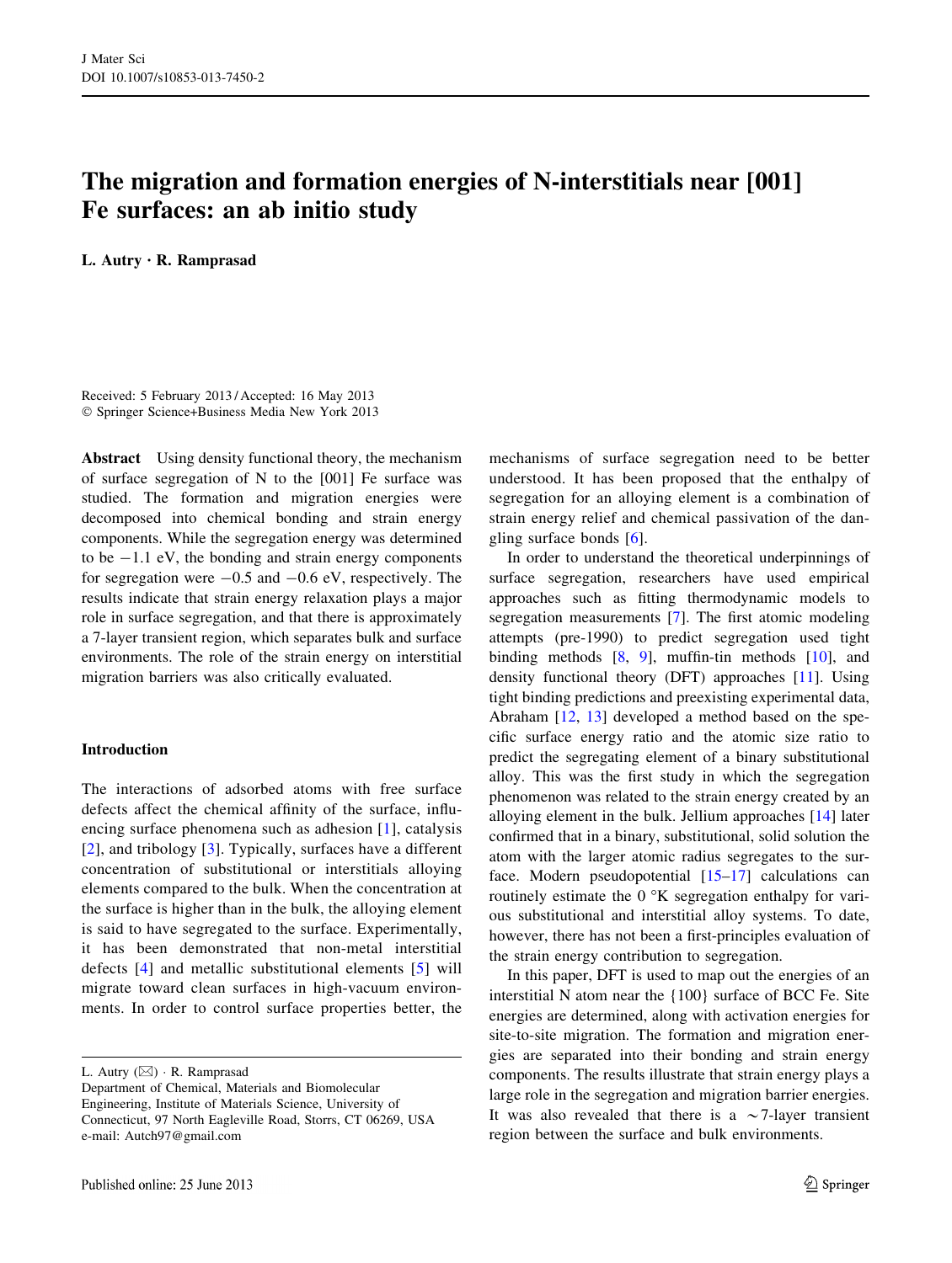# The migration and formation energies of N-interstitials near [001] Fe surfaces: an ab initio study

**L. Autry · R. Ramprasad**

Received: 5 February 2013 / Accepted: 16 May 2013
© Springer Science+Business Media New York 2013

**Abstract** Using density functional theory, the mechanism of surface segregation of N to the [001] Fe surface was studied. The formation and migration energies were decomposed into chemical bonding and strain energy components. While the segregation energy was determined to be −1.1 eV, the bonding and strain energy components for segregation were −0.5 and −0.6 eV, respectively. The results indicate that strain energy relaxation plays a major role in surface segregation, and that there is approximately a 7-layer transient region, which separates bulk and surface environments. The role of the strain energy on interstitial migration barriers was also critically evaluated.

## Introduction

The interactions of adsorbed atoms with free surface defects affect the chemical affinity of the surface, influencing surface phenomena such as adhesion [1], catalysis [2], and tribology [3]. Typically, surfaces have a different concentration of substitutional or interstitials alloying elements compared to the bulk. When the concentration at the surface is higher than in the bulk, the alloying element is said to have segregated to the surface. Experimentally, it has been demonstrated that non-metal interstitial defects [4] and metallic substitutional elements [5] will migrate toward clean surfaces in high-vacuum environments. In order to control surface properties better, the mechanisms of surface segregation need to be better understood. It has been proposed that the enthalpy of segregation for an alloying element is a combination of strain energy relief and chemical passivation of the dangling surface bonds [6].

In order to understand the theoretical underpinnings of surface segregation, researchers have used empirical approaches such as fitting thermodynamic models to segregation measurements [7]. The first atomic modeling attempts (pre-1990) to predict segregation used tight binding methods [8, 9], muffin-tin methods [10], and density functional theory (DFT) approaches [11]. Using tight binding predictions and preexisting experimental data, Abraham [12, 13] developed a method based on the specific surface energy ratio and the atomic size ratio to predict the segregating element of a binary substitutional alloy. This was the first study in which the segregation phenomenon was related to the strain energy created by an alloying element in the bulk. Jellium approaches [14] later confirmed that in a binary, substitutional, solid solution the atom with the larger atomic radius segregates to the surface. Modern pseudopotential [15–17] calculations can routinely estimate the 0 °K segregation enthalpy for various substitutional and interstitial alloy systems. To date, however, there has not been a first-principles evaluation of the strain energy contribution to segregation.

In this paper, DFT is used to map out the energies of an interstitial N atom near the {100} surface of BCC Fe. Site energies are determined, along with activation energies for site-to-site migration. The formation and migration energies are separated into their bonding and strain energy components. The results illustrate that strain energy plays a large role in the segregation and migration barrier energies. It was also revealed that there is a ~7-layer transient region between the surface and bulk environments.

---

L. Autry (✉) · R. Ramprasad
Department of Chemical, Materials and Biomolecular Engineering, Institute of Materials Science, University of Connecticut, 97 North Eagleville Road, Storrs, CT 06269, USA
e-mail: Autch97@gmail.com

Published online: 25 June 2013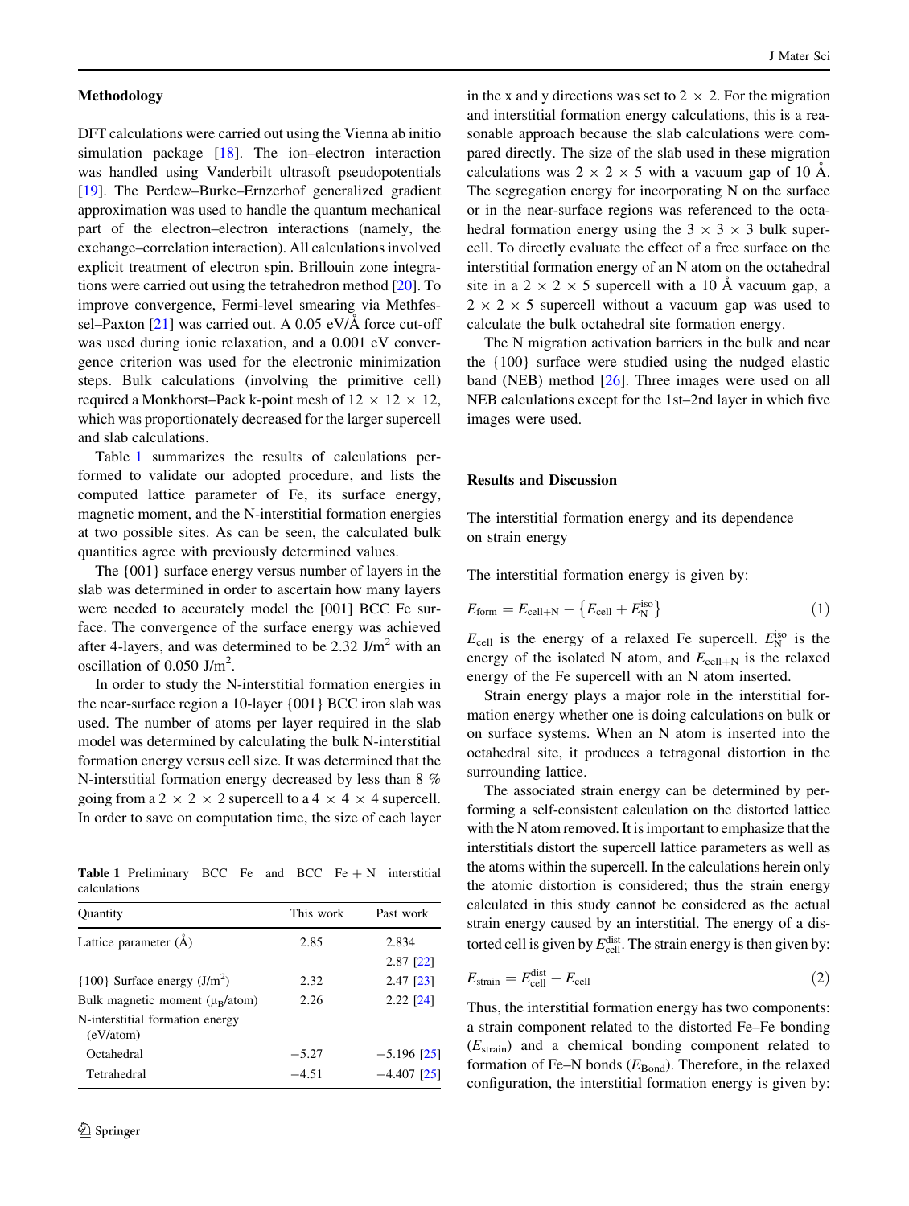## Methodology

DFT calculations were carried out using the Vienna ab initio simulation package [18]. The ion–electron interaction was handled using Vanderbilt ultrasoft pseudopotentials [19]. The Perdew–Burke–Ernzerhof generalized gradient approximation was used to handle the quantum mechanical part of the electron–electron interactions (namely, the exchange–correlation interaction). All calculations involved explicit treatment of electron spin. Brillouin zone integrations were carried out using the tetrahedron method [20]. To improve convergence, Fermi-level smearing via Methfessel–Paxton [21] was carried out. A 0.05 eV/Å force cut-off was used during ionic relaxation, and a 0.001 eV convergence criterion was used for the electronic minimization steps. Bulk calculations (involving the primitive cell) required a Monkhorst–Pack k-point mesh of 12 × 12 × 12, which was proportionately decreased for the larger supercell and slab calculations.

Table 1 summarizes the results of calculations performed to validate our adopted procedure, and lists the computed lattice parameter of Fe, its surface energy, magnetic moment, and the N-interstitial formation energies at two possible sites. As can be seen, the calculated bulk quantities agree with previously determined values.

The {001} surface energy versus number of layers in the slab was determined in order to ascertain how many layers were needed to accurately model the [001] BCC Fe surface. The convergence of the surface energy was achieved after 4-layers, and was determined to be 2.32 J/m$^2$ with an oscillation of 0.050 J/m$^2$.

In order to study the N-interstitial formation energies in the near-surface region a 10-layer {001} BCC iron slab was used. The number of atoms per layer required in the slab model was determined by calculating the bulk N-interstitial formation energy versus cell size. It was determined that the N-interstitial formation energy decreased by less than 8 % going from a 2 × 2 × 2 supercell to a 4 × 4 × 4 supercell. In order to save on computation time, the size of each layer in the x and y directions was set to 2 × 2. For the migration and interstitial formation energy calculations, this is a reasonable approach because the slab calculations were compared directly. The size of the slab used in these migration calculations was 2 × 2 × 5 with a vacuum gap of 10 Å. The segregation energy for incorporating N on the surface or in the near-surface regions was referenced to the octahedral formation energy using the 3 × 3 × 3 bulk supercell. To directly evaluate the effect of a free surface on the interstitial formation energy of an N atom on the octahedral site in a 2 × 2 × 5 supercell with a 10 Å vacuum gap, a 2 × 2 × 5 supercell without a vacuum gap was used to calculate the bulk octahedral site formation energy.

The N migration activation barriers in the bulk and near the {100} surface were studied using the nudged elastic band (NEB) method [26]. Three images were used on all NEB calculations except for the 1st–2nd layer in which five images were used.

**Table 1** Preliminary BCC Fe and BCC Fe + N interstitial calculations

| Quantity | This work | Past work |
|---|---|---|
| Lattice parameter (Å) | 2.85 | 2.834 |
| | | 2.87 [22] |
| {100} Surface energy (J/m$^2$) | 2.32 | 2.47 [23] |
| Bulk magnetic moment ($\mu_B$/atom) | 2.26 | 2.22 [24] |
| N-interstitial formation energy (eV/atom) | | |
| Octahedral | −5.27 | −5.196 [25] |
| Tetrahedral | −4.51 | −4.407 [25] |

## Results and Discussion

### The interstitial formation energy and its dependence on strain energy

The interstitial formation energy is given by:

$$E_{\text{form}} = E_{\text{cell+N}} - \left\{E_{\text{cell}} + E_{\text{N}}^{\text{iso}}\right\} \tag{1}$$

$E_{\text{cell}}$ is the energy of a relaxed Fe supercell. $E_{\text{N}}^{\text{iso}}$ is the energy of the isolated N atom, and $E_{\text{cell+N}}$ is the relaxed energy of the Fe supercell with an N atom inserted.

Strain energy plays a major role in the interstitial formation energy whether one is doing calculations on bulk or on surface systems. When an N atom is inserted into the octahedral site, it produces a tetragonal distortion in the surrounding lattice.

The associated strain energy can be determined by performing a self-consistent calculation on the distorted lattice with the N atom removed. It is important to emphasize that the interstitials distort the supercell lattice parameters as well as the atoms within the supercell. In the calculations herein only the atomic distortion is considered; thus the strain energy calculated in this study cannot be considered as the actual strain energy caused by an interstitial. The energy of a distorted cell is given by $E_{\text{cell}}^{\text{dist}}$. The strain energy is then given by:

$$E_{\text{strain}} = E_{\text{cell}}^{\text{dist}} - E_{\text{cell}} \tag{2}$$

Thus, the interstitial formation energy has two components: a strain component related to the distorted Fe–Fe bonding ($E_{\text{strain}}$) and a chemical bonding component related to formation of Fe–N bonds ($E_{\text{Bond}}$). Therefore, in the relaxed configuration, the interstitial formation energy is given by: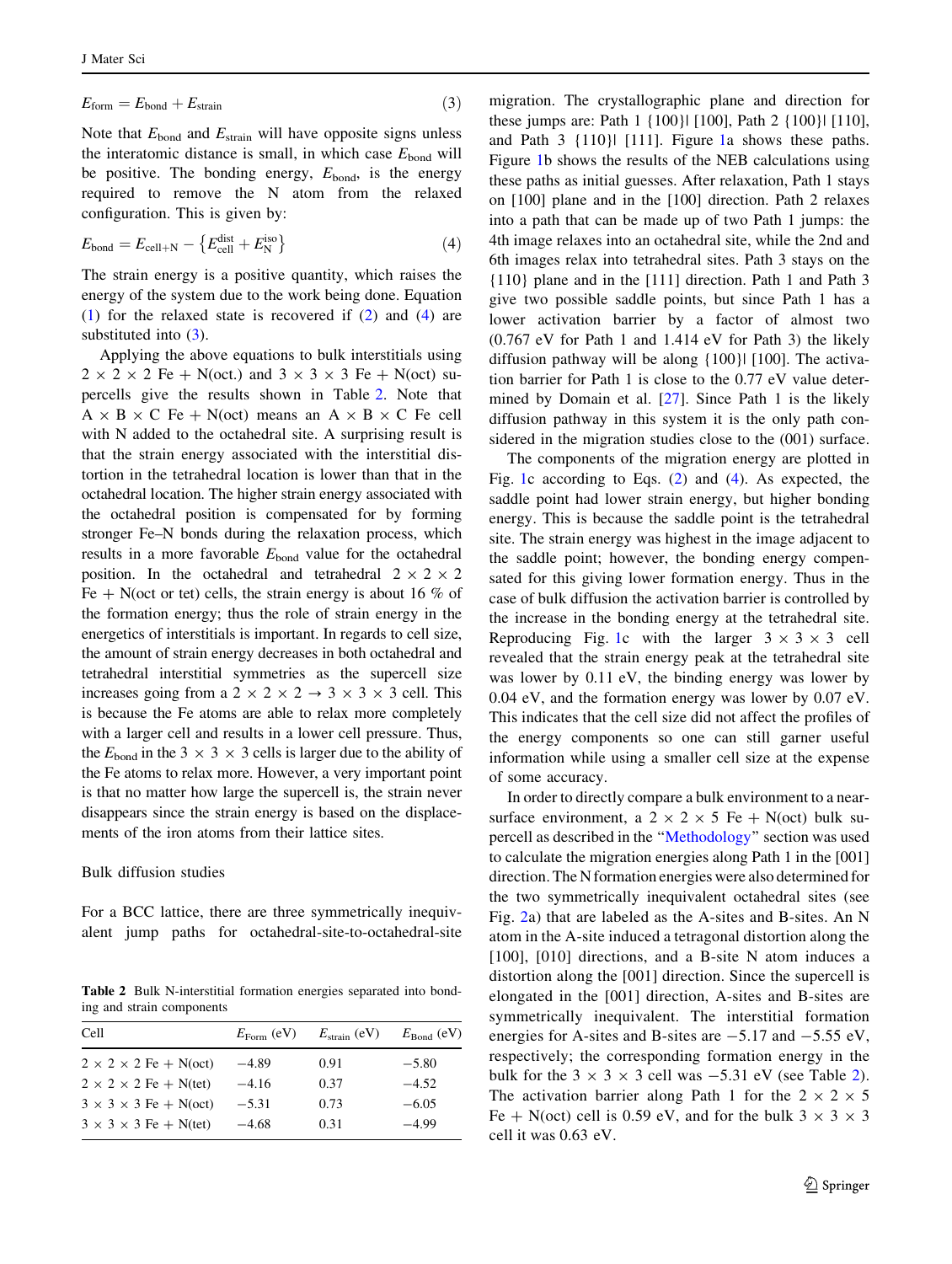$$E_{\text{form}} = E_{\text{bond}} + E_{\text{strain}} \tag{3}$$

Note that $E_{\text{bond}}$ and $E_{\text{strain}}$ will have opposite signs unless the interatomic distance is small, in which case $E_{\text{bond}}$ will be positive. The bonding energy, $E_{\text{bond}}$, is the energy required to remove the N atom from the relaxed configuration. This is given by:

$$E_{\text{bond}} = E_{\text{cell+N}} - \left\{E_{\text{cell}}^{\text{dist}} + E_{\text{N}}^{\text{iso}}\right\} \tag{4}$$

The strain energy is a positive quantity, which raises the energy of the system due to the work being done. Equation (1) for the relaxed state is recovered if (2) and (4) are substituted into (3).

Applying the above equations to bulk interstitials using 2 × 2 × 2 Fe + N(oct.) and 3 × 3 × 3 Fe + N(oct) supercells give the results shown in Table 2. Note that A × B × C Fe + N(oct) means an A × B × C Fe cell with N added to the octahedral site. A surprising result is that the strain energy associated with the interstitial distortion in the tetrahedral location is lower than that in the octahedral location. The higher strain energy associated with the octahedral position is compensated for by forming stronger Fe–N bonds during the relaxation process, which results in a more favorable $E_{\text{bond}}$ value for the octahedral position. In the octahedral and tetrahedral 2 × 2 × 2 Fe + N(oct or tet) cells, the strain energy is about 16 % of the formation energy; thus the role of strain energy in the energetics of interstitials is important. In regards to cell size, the amount of strain energy decreases in both octahedral and tetrahedral interstitial symmetries as the supercell size increases going from a 2 × 2 × 2 → 3 × 3 × 3 cell. This is because the Fe atoms are able to relax more completely with a larger cell and results in a lower cell pressure. Thus, the $E_{\text{bond}}$ in the 3 × 3 × 3 cells is larger due to the ability of the Fe atoms to relax more. However, a very important point is that no matter how large the supercell is, the strain never disappears since the strain energy is based on the displacements of the iron atoms from their lattice sites.

## Bulk diffusion studies

For a BCC lattice, there are three symmetrically inequivalent jump paths for octahedral-site-to-octahedral-site migration. The crystallographic plane and direction for these jumps are: Path 1 {100}‖ [100], Path 2 {100}‖ [110], and Path 3 {110}‖ [111]. Figure 1a shows these paths. Figure 1b shows the results of the NEB calculations using these paths as initial guesses. After relaxation, Path 1 stays on [100] plane and in the [100] direction. Path 2 relaxes into a path that can be made up of two Path 1 jumps: the 4th image relaxes into an octahedral site, while the 2nd and 6th images relax into tetrahedral sites. Path 3 stays on the {110} plane and in the [111] direction. Path 1 and Path 3 give two possible saddle points, but since Path 1 has a lower activation barrier by a factor of almost two (0.767 eV for Path 1 and 1.414 eV for Path 3) the likely diffusion pathway will be along {100}‖ [100]. The activation barrier for Path 1 is close to the 0.77 eV value determined by Domain et al. [27]. Since Path 1 is the likely diffusion pathway in this system it is the only path considered in the migration studies close to the (001) surface.

The components of the migration energy are plotted in Fig. 1c according to Eqs. (2) and (4). As expected, the saddle point had lower strain energy, but higher bonding energy. This is because the saddle point is the tetrahedral site. The strain energy was highest in the image adjacent to the saddle point; however, the bonding energy compensated for this giving lower formation energy. Thus in the case of bulk diffusion the activation barrier is controlled by the increase in the bonding energy at the tetrahedral site. Reproducing Fig. 1c with the larger 3 × 3 × 3 cell revealed that the strain energy peak at the tetrahedral site was lower by 0.11 eV, the binding energy was lower by 0.04 eV, and the formation energy was lower by 0.07 eV. This indicates that the cell size did not affect the profiles of the energy components so one can still garner useful information while using a smaller cell size at the expense of some accuracy.

In order to directly compare a bulk environment to a near-surface environment, a 2 × 2 × 5 Fe + N(oct) bulk supercell as described in the "Methodology" section was used to calculate the migration energies along Path 1 in the [001] direction. The N formation energies were also determined for the two symmetrically inequivalent octahedral sites (see Fig. 2a) that are labeled as the A-sites and B-sites. An N atom in the A-site induced a tetragonal distortion along the [100], [010] directions, and a B-site N atom induces a distortion along the [001] direction. Since the supercell is elongated in the [001] direction, A-sites and B-sites are symmetrically inequivalent. The interstitial formation energies for A-sites and B-sites are −5.17 and −5.55 eV, respectively; the corresponding formation energy in the bulk for the 3 × 3 × 3 cell was −5.31 eV (see Table 2). The activation barrier along Path 1 for the 2 × 2 × 5 Fe + N(oct) cell is 0.59 eV, and for the bulk 3 × 3 × 3 cell it was 0.63 eV.

**Table 2** Bulk N-interstitial formation energies separated into bonding and strain components

| Cell | $E_{\text{Form}}$ (eV) | $E_{\text{strain}}$ (eV) | $E_{\text{Bond}}$ (eV) |
|---|---|---|---|
| 2 × 2 × 2 Fe + N(oct) | −4.89 | 0.91 | −5.80 |
| 2 × 2 × 2 Fe + N(tet) | −4.16 | 0.37 | −4.52 |
| 3 × 3 × 3 Fe + N(oct) | −5.31 | 0.73 | −6.05 |
| 3 × 3 × 3 Fe + N(tet) | −4.68 | 0.31 | −4.99 |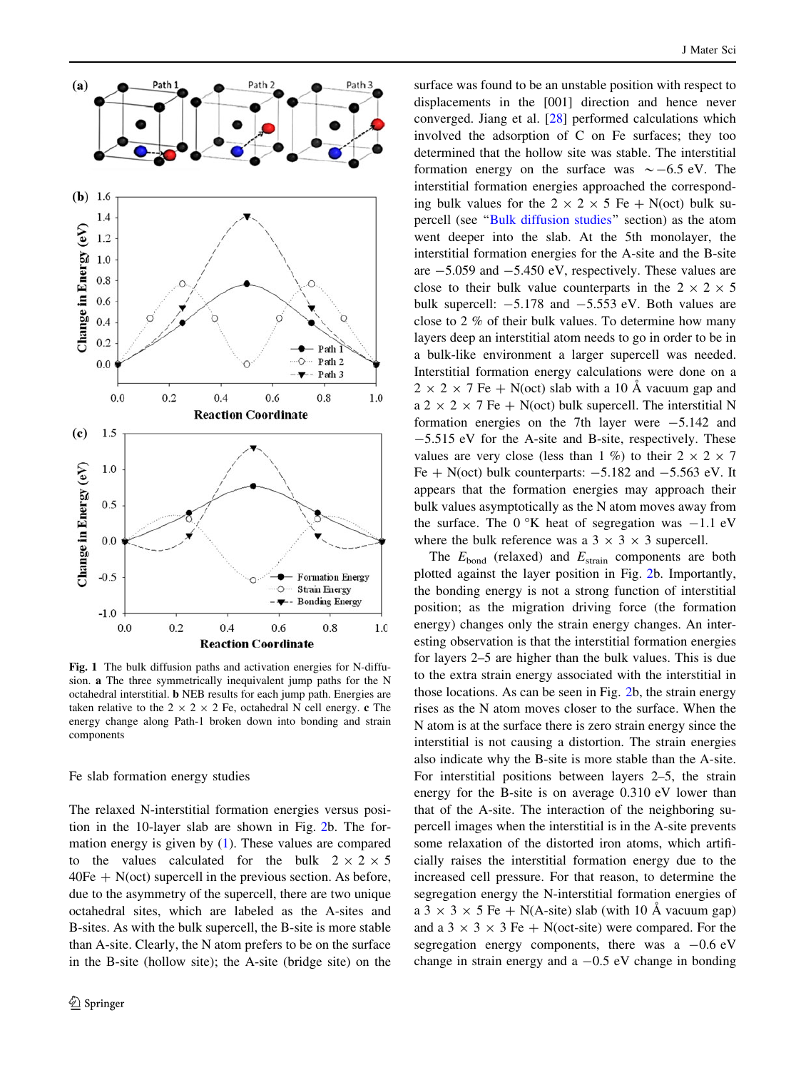Fig. 1 The bulk diffusion paths and activation energies for N-diffusion. **a** The three symmetrically inequivalent jump paths for the N octahedral interstitial. **b** NEB results for each jump path. Energies are taken relative to the 2 × 2 × 2 Fe, octahedral N cell energy. **c** The energy change along Path-1 broken down into bonding and strain components

### Fe slab formation energy studies

The relaxed N-interstitial formation energies versus position in the 10-layer slab are shown in Fig. 2b. The formation energy is given by (1). These values are compared to the values calculated for the bulk 2 × 2 × 5 40Fe + N(oct) supercell in the previous section. As before, due to the asymmetry of the supercell, there are two unique octahedral sites, which are labeled as the A-sites and B-sites. As with the bulk supercell, the B-site is more stable than A-site. Clearly, the N atom prefers to be on the surface in the B-site (hollow site); the A-site (bridge site) on the surface was found to be an unstable position with respect to displacements in the [001] direction and hence never converged. Jiang et al. [28] performed calculations which involved the adsorption of C on Fe surfaces; they too determined that the hollow site was stable. The interstitial formation energy on the surface was ~−6.5 eV. The interstitial formation energies approached the corresponding bulk values for the 2 × 2 × 5 Fe + N(oct) bulk supercell (see "Bulk diffusion studies" section) as the atom went deeper into the slab. At the 5th monolayer, the interstitial formation energies for the A-site and the B-site are −5.059 and −5.450 eV, respectively. These values are close to their bulk value counterparts in the 2 × 2 × 5 bulk supercell: −5.178 and −5.553 eV. Both values are close to 2 % of their bulk values. To determine how many layers deep an interstitial atom needs to go in order to be in a bulk-like environment a larger supercell was needed. Interstitial formation energy calculations were done on a 2 × 2 × 7 Fe + N(oct) slab with a 10 Å vacuum gap and a 2 × 2 × 7 Fe + N(oct) bulk supercell. The interstitial N formation energies on the 7th layer were −5.142 and −5.515 eV for the A-site and B-site, respectively. These values are very close (less than 1 %) to their 2 × 2 × 7 Fe + N(oct) bulk counterparts: −5.182 and −5.563 eV. It appears that the formation energies may approach their bulk values asymptotically as the N atom moves away from the surface. The 0 °K heat of segregation was −1.1 eV where the bulk reference was a 3 × 3 × 3 supercell.

The $E_{bond}$ (relaxed) and $E_{strain}$ components are both plotted against the layer position in Fig. 2b. Importantly, the bonding energy is not a strong function of interstitial position; as the migration driving force (the formation energy) changes only the strain energy changes. An interesting observation is that the interstitial formation energies for layers 2–5 are higher than the bulk values. This is due to the extra strain energy associated with the interstitial in those locations. As can be seen in Fig. 2b, the strain energy rises as the N atom moves closer to the surface. When the N atom is at the surface there is zero strain energy since the interstitial is not causing a distortion. The strain energies also indicate why the B-site is more stable than the A-site. For interstitial positions between layers 2–5, the strain energy for the B-site is on average 0.310 eV lower than that of the A-site. The interaction of the neighboring supercell images when the interstitial is in the A-site prevents some relaxation of the distorted iron atoms, which artificially raises the interstitial formation energy due to the increased cell pressure. For that reason, to determine the segregation energy the N-interstitial formation energies of a 3 × 3 × 5 Fe + N(A-site) slab (with 10 Å vacuum gap) and a 3 × 3 × 3 Fe + N(oct-site) were compared. For the segregation energy components, there was a −0.6 eV change in strain energy and a −0.5 eV change in bonding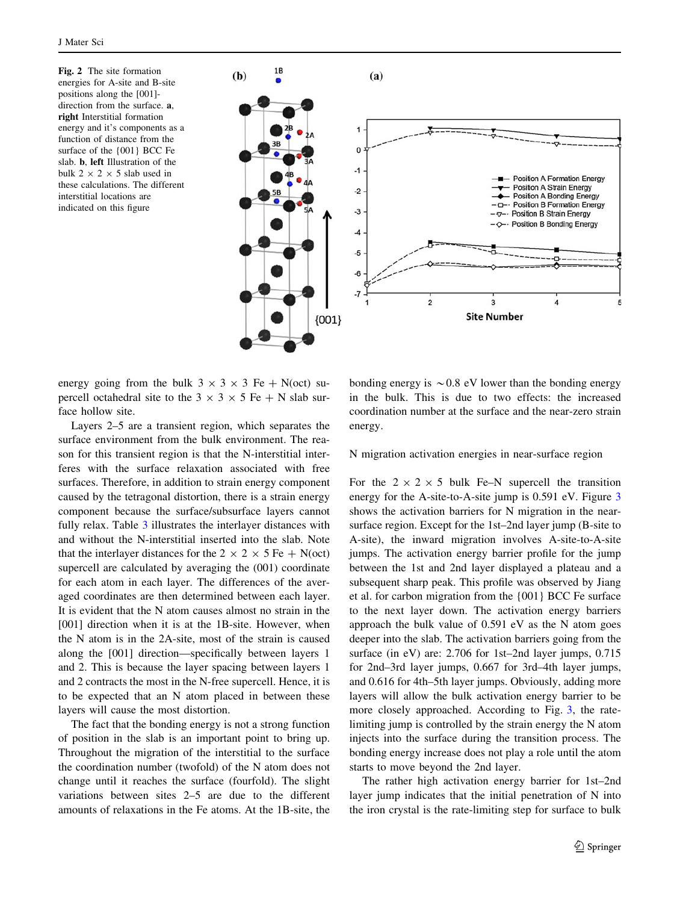**Fig. 2** The site formation energies for A-site and B-site positions along the [001]-direction from the surface. **a**, **right** Interstitial formation energy and it's components as a function of distance from the surface of the {001} BCC Fe slab. **b**, **left** Illustration of the bulk 2 × 2 × 5 slab used in these calculations. The different interstitial locations are indicated on this figure

energy going from the bulk 3 × 3 × 3 Fe + N(oct) supercell octahedral site to the 3 × 3 × 5 Fe + N slab surface hollow site.

Layers 2–5 are a transient region, which separates the surface environment from the bulk environment. The reason for this transient region is that the N-interstitial interferes with the surface relaxation associated with free surfaces. Therefore, in addition to strain energy component caused by the tetragonal distortion, there is a strain energy component because the surface/subsurface layers cannot fully relax. Table 3 illustrates the interlayer distances with and without the N-interstitial inserted into the slab. Note that the interlayer distances for the 2 × 2 × 5 Fe + N(oct) supercell are calculated by averaging the (001) coordinate for each atom in each layer. The differences of the averaged coordinates are then determined between each layer. It is evident that the N atom causes almost no strain in the [001] direction when it is at the 1B-site. However, when the N atom is in the 2A-site, most of the strain is caused along the [001] direction—specifically between layers 1 and 2. This is because the layer spacing between layers 1 and 2 contracts the most in the N-free supercell. Hence, it is to be expected that an N atom placed in between these layers will cause the most distortion.

The fact that the bonding energy is not a strong function of position in the slab is an important point to bring up. Throughout the migration of the interstitial to the surface the coordination number (twofold) of the N atom does not change until it reaches the surface (fourfold). The slight variations between sites 2–5 are due to the different amounts of relaxations in the Fe atoms. At the 1B-site, the bonding energy is ~0.8 eV lower than the bonding energy in the bulk. This is due to two effects: the increased coordination number at the surface and the near-zero strain energy.

N migration activation energies in near-surface region

For the 2 × 2 × 5 bulk Fe–N supercell the transition energy for the A-site-to-A-site jump is 0.591 eV. Figure 3 shows the activation barriers for N migration in the near-surface region. Except for the 1st–2nd layer jump (B-site to A-site), the inward migration involves A-site-to-A-site jumps. The activation energy barrier profile for the jump between the 1st and 2nd layer displayed a plateau and a subsequent sharp peak. This profile was observed by Jiang et al. for carbon migration from the {001} BCC Fe surface to the next layer down. The activation energy barriers approach the bulk value of 0.591 eV as the N atom goes deeper into the slab. The activation barriers going from the surface (in eV) are: 2.706 for 1st–2nd layer jumps, 0.715 for 2nd–3rd layer jumps, 0.667 for 3rd–4th layer jumps, and 0.616 for 4th–5th layer jumps. Obviously, adding more layers will allow the bulk activation energy barrier to be more closely approached. According to Fig. 3, the rate-limiting jump is controlled by the strain energy the N atom injects into the surface during the transition process. The bonding energy increase does not play a role until the atom starts to move beyond the 2nd layer.

The rather high activation energy barrier for 1st–2nd layer jump indicates that the initial penetration of N into the iron crystal is the rate-limiting step for surface to bulk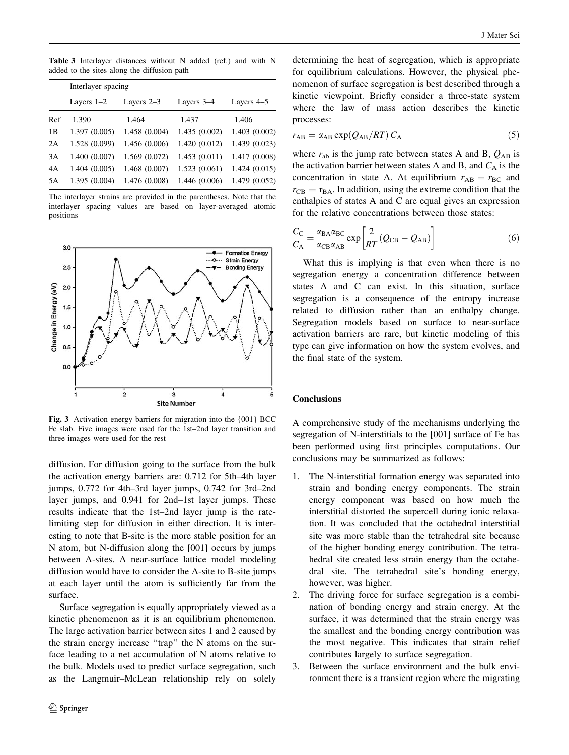**Table 3** Interlayer distances without N added (ref.) and with N added to the sites along the diffusion path

| | Interlayer spacing | | | |
|---|---|---|---|---|
| | Layers 1–2 | Layers 2–3 | Layers 3–4 | Layers 4–5 |
| Ref | 1.390 | 1.464 | 1.437 | 1.406 |
| 1B | 1.397 (0.005) | 1.458 (0.004) | 1.435 (0.002) | 1.403 (0.002) |
| 2A | 1.528 (0.099) | 1.456 (0.006) | 1.420 (0.012) | 1.439 (0.023) |
| 3A | 1.400 (0.007) | 1.569 (0.072) | 1.453 (0.011) | 1.417 (0.008) |
| 4A | 1.404 (0.005) | 1.468 (0.007) | 1.523 (0.061) | 1.424 (0.015) |
| 5A | 1.395 (0.004) | 1.476 (0.008) | 1.446 (0.006) | 1.479 (0.052) |

The interlayer strains are provided in the parentheses. Note that the interlayer spacing values are based on layer-averaged atomic positions

**Fig. 3** Activation energy barriers for migration into the {001} BCC Fe slab. Five images were used for the 1st–2nd layer transition and three images were used for the rest

diffusion. For diffusion going to the surface from the bulk the activation energy barriers are: 0.712 for 5th–4th layer jumps, 0.772 for 4th–3rd layer jumps, 0.742 for 3rd–2nd layer jumps, and 0.941 for 2nd–1st layer jumps. These results indicate that the 1st–2nd layer jump is the rate-limiting step for diffusion in either direction. It is interesting to note that B-site is the more stable position for an N atom, but N-diffusion along the [001] occurs by jumps between A-sites. A near-surface lattice model modeling diffusion would have to consider the A-site to B-site jumps at each layer until the atom is sufficiently far from the surface.

Surface segregation is equally appropriately viewed as a kinetic phenomenon as it is an equilibrium phenomenon. The large activation barrier between sites 1 and 2 caused by the strain energy increase "trap" the N atoms on the surface leading to a net accumulation of N atoms relative to the bulk. Models used to predict surface segregation, such as the Langmuir–McLean relationship rely on solely determining the heat of segregation, which is appropriate for equilibrium calculations. However, the physical phenomenon of surface segregation is best described through a kinetic viewpoint. Briefly consider a three-state system where the law of mass action describes the kinetic processes:

$$r_{AB} = \alpha_{AB} \exp(Q_{AB}/RT)\, C_A \tag{5}$$

where $r_{ab}$ is the jump rate between states A and B, $Q_{AB}$ is the activation barrier between states A and B, and $C_A$ is the concentration in state A. At equilibrium $r_{AB} = r_{BC}$ and $r_{CB} = r_{BA}$. In addition, using the extreme condition that the enthalpies of states A and C are equal gives an expression for the relative concentrations between those states:

$$\frac{C_C}{C_A} = \frac{\alpha_{BA}\alpha_{BC}}{\alpha_{CB}\alpha_{AB}} \exp\left[\frac{2}{RT}(Q_{CB} - Q_{AB})\right] \tag{6}$$

What this is implying is that even when there is no segregation energy a concentration difference between states A and C can exist. In this situation, surface segregation is a consequence of the entropy increase related to diffusion rather than an enthalpy change. Segregation models based on surface to near-surface activation barriers are rare, but kinetic modeling of this type can give information on how the system evolves, and the final state of the system.

## Conclusions

A comprehensive study of the mechanisms underlying the segregation of N-interstitials to the [001] surface of Fe has been performed using first principles computations. Our conclusions may be summarized as follows:

1. The N-interstitial formation energy was separated into strain and bonding energy components. The strain energy component was based on how much the interstitial distorted the supercell during ionic relaxation. It was concluded that the octahedral interstitial site was more stable than the tetrahedral site because of the higher bonding energy contribution. The tetrahedral site created less strain energy than the octahedral site. The tetrahedral site's bonding energy, however, was higher.
2. The driving force for surface segregation is a combination of bonding energy and strain energy. At the surface, it was determined that the strain energy was the smallest and the bonding energy contribution was the most negative. This indicates that strain relief contributes largely to surface segregation.
3. Between the surface environment and the bulk environment there is a transient region where the migrating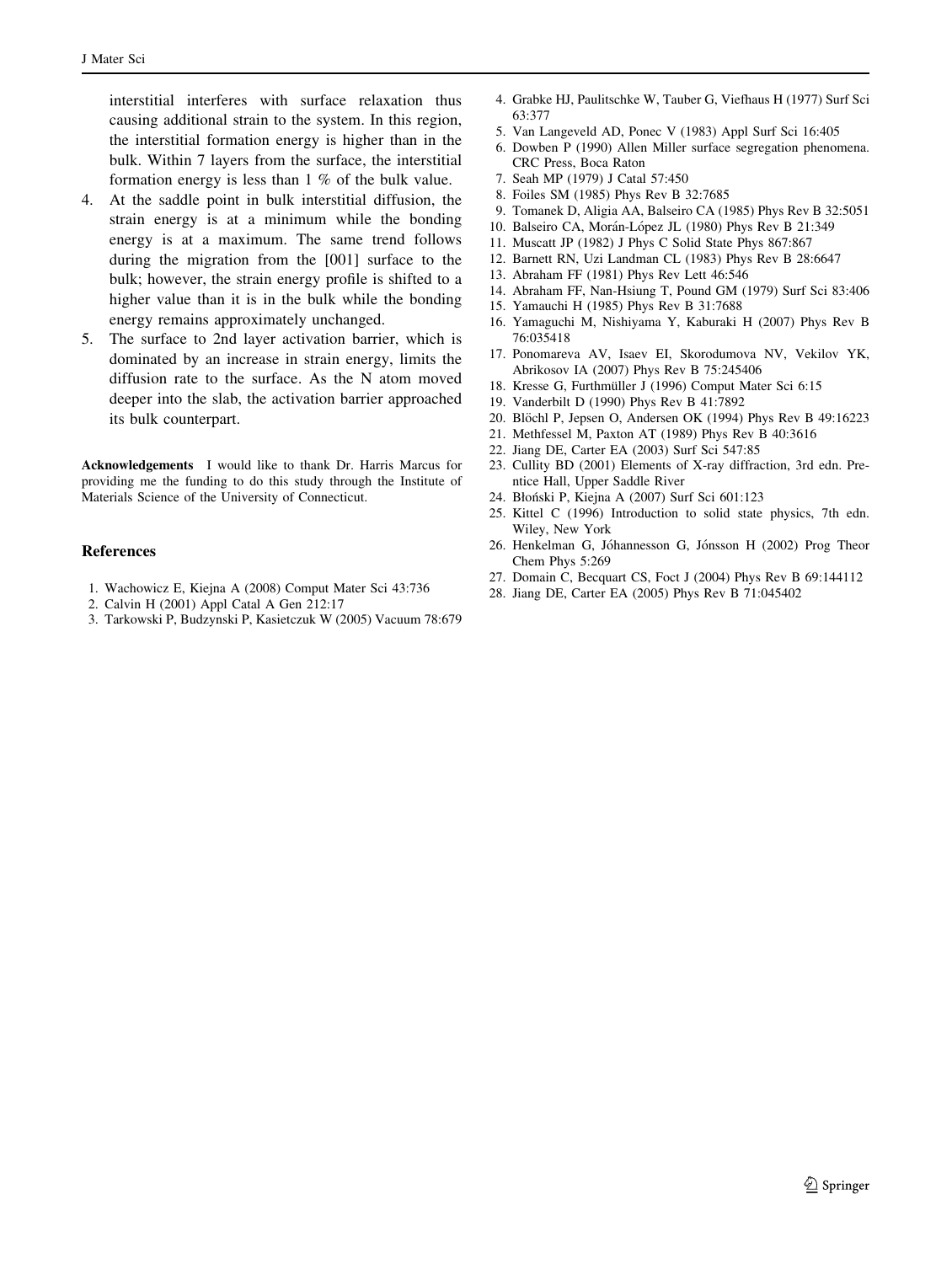interstitial interferes with surface relaxation thus causing additional strain to the system. In this region, the interstitial formation energy is higher than in the bulk. Within 7 layers from the surface, the interstitial formation energy is less than 1 % of the bulk value.

4. At the saddle point in bulk interstitial diffusion, the strain energy is at a minimum while the bonding energy is at a maximum. The same trend follows during the migration from the [001] surface to the bulk; however, the strain energy profile is shifted to a higher value than it is in the bulk while the bonding energy remains approximately unchanged.
5. The surface to 2nd layer activation barrier, which is dominated by an increase in strain energy, limits the diffusion rate to the surface. As the N atom moved deeper into the slab, the activation barrier approached its bulk counterpart.

**Acknowledgements** I would like to thank Dr. Harris Marcus for providing me the funding to do this study through the Institute of Materials Science of the University of Connecticut.

## References

1. Wachowicz E, Kiejna A (2008) Comput Mater Sci 43:736
2. Calvin H (2001) Appl Catal A Gen 212:17
3. Tarkowski P, Budzynski P, Kasietczuk W (2005) Vacuum 78:679
4. Grabke HJ, Paulitschke W, Tauber G, Viefhaus H (1977) Surf Sci 63:377
5. Van Langeveld AD, Ponec V (1983) Appl Surf Sci 16:405
6. Dowben P (1990) Allen Miller surface segregation phenomena. CRC Press, Boca Raton
7. Seah MP (1979) J Catal 57:450
8. Foiles SM (1985) Phys Rev B 32:7685
9. Tomanek D, Aligia AA, Balseiro CA (1985) Phys Rev B 32:5051
10. Balseiro CA, Morán-López JL (1980) Phys Rev B 21:349
11. Muscatt JP (1982) J Phys C Solid State Phys 867:867
12. Barnett RN, Uzi Landman CL (1983) Phys Rev B 28:6647
13. Abraham FF (1981) Phys Rev Lett 46:546
14. Abraham FF, Nan-Hsiung T, Pound GM (1979) Surf Sci 83:406
15. Yamauchi H (1985) Phys Rev B 31:7688
16. Yamaguchi M, Nishiyama Y, Kaburaki H (2007) Phys Rev B 76:035418
17. Ponomareva AV, Isaev EI, Skorodumova NV, Vekilov YK, Abrikosov IA (2007) Phys Rev B 75:245406
18. Kresse G, Furthmüller J (1996) Comput Mater Sci 6:15
19. Vanderbilt D (1990) Phys Rev B 41:7892
20. Blöchl P, Jepsen O, Andersen OK (1994) Phys Rev B 49:16223
21. Methfessel M, Paxton AT (1989) Phys Rev B 40:3616
22. Jiang DE, Carter EA (2003) Surf Sci 547:85
23. Cullity BD (2001) Elements of X-ray diffraction, 3rd edn. Prentice Hall, Upper Saddle River
24. Błoński P, Kiejna A (2007) Surf Sci 601:123
25. Kittel C (1996) Introduction to solid state physics, 7th edn. Wiley, New York
26. Henkelman G, Jóhannesson G, Jónsson H (2002) Prog Theor Chem Phys 5:269
27. Domain C, Becquart CS, Foct J (2004) Phys Rev B 69:144112
28. Jiang DE, Carter EA (2005) Phys Rev B 71:045402